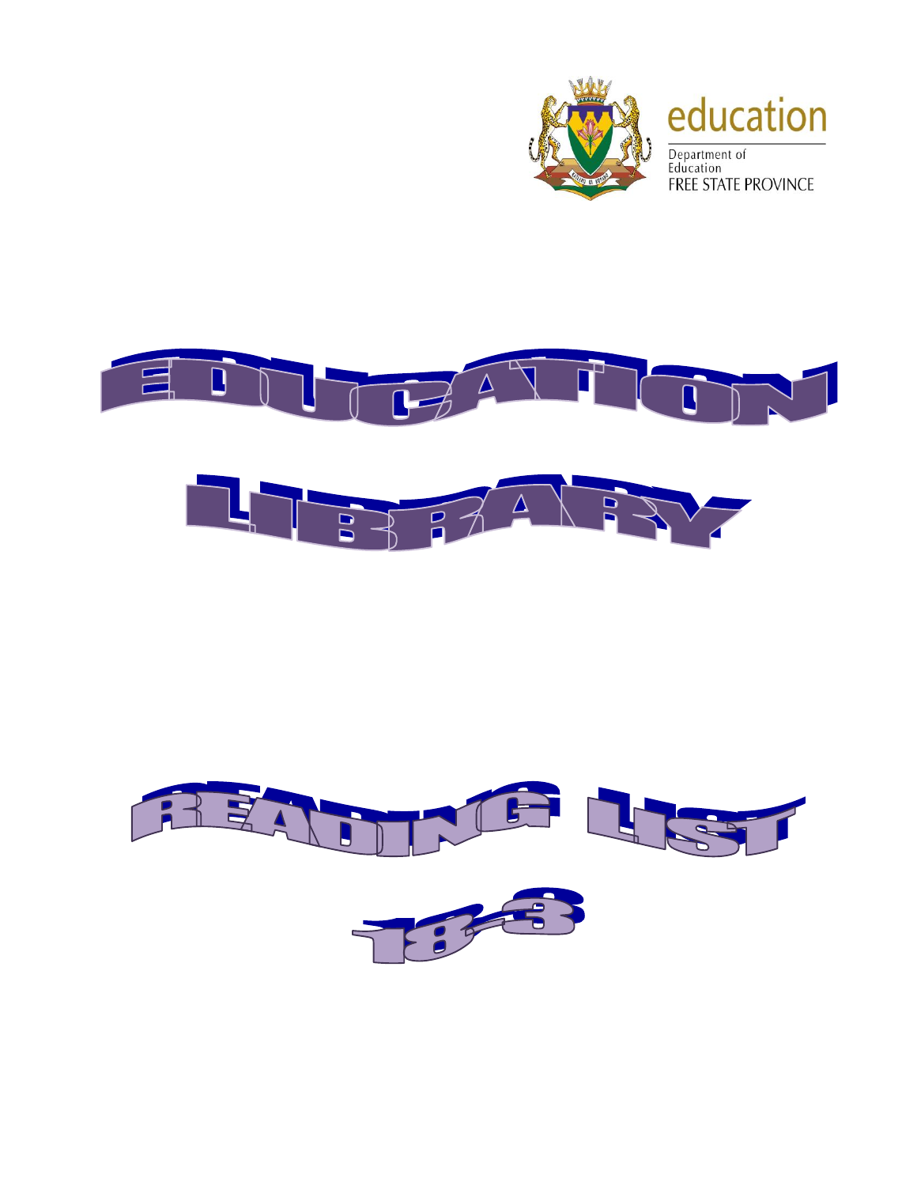education

Department of Education
FREE STATE PROVINCE

# EDUCATION LIBRARY

# READING LIST 18-3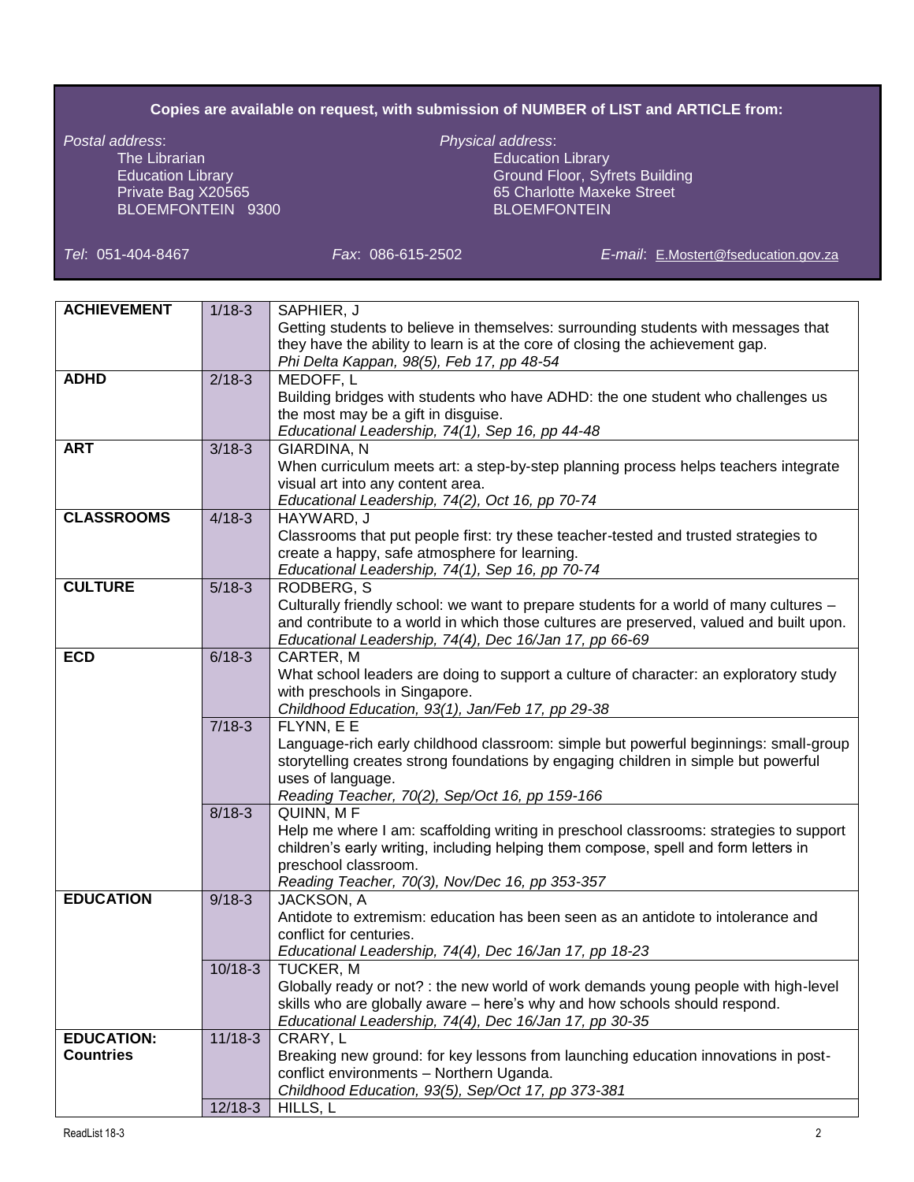**Copies are available on request, with submission of NUMBER of LIST and ARTICLE from:**

*Postal address*:
The Librarian
Education Library
Private Bag X20565
BLOEMFONTEIN 9300

*Physical address*:
Education Library
Ground Floor, Syfrets Building
65 Charlotte Maxeke Street
BLOEMFONTEIN

*Tel*: 051-404-8467 *Fax*: 086-615-2502 *E-mail*: E.Mostert@fseducation.gov.za

| | | |
|---|---|---|
| **ACHIEVEMENT** | 1/18-3 | SAPHIER, J<br>Getting students to believe in themselves: surrounding students with messages that they have the ability to learn is at the core of closing the achievement gap.<br>*Phi Delta Kappan, 98(5), Feb 17, pp 48-54* |
| **ADHD** | 2/18-3 | MEDOFF, L<br>Building bridges with students who have ADHD: the one student who challenges us the most may be a gift in disguise.<br>*Educational Leadership, 74(1), Sep 16, pp 44-48* |
| **ART** | 3/18-3 | GIARDINA, N<br>When curriculum meets art: a step-by-step planning process helps teachers integrate visual art into any content area.<br>*Educational Leadership, 74(2), Oct 16, pp 70-74* |
| **CLASSROOMS** | 4/18-3 | HAYWARD, J<br>Classrooms that put people first: try these teacher-tested and trusted strategies to create a happy, safe atmosphere for learning.<br>*Educational Leadership, 74(1), Sep 16, pp 70-74* |
| **CULTURE** | 5/18-3 | RODBERG, S<br>Culturally friendly school: we want to prepare students for a world of many cultures – and contribute to a world in which those cultures are preserved, valued and built upon.<br>*Educational Leadership, 74(4), Dec 16/Jan 17, pp 66-69* |
| **ECD** | 6/18-3 | CARTER, M<br>What school leaders are doing to support a culture of character: an exploratory study with preschools in Singapore.<br>*Childhood Education, 93(1), Jan/Feb 17, pp 29-38* |
| | 7/18-3 | FLYNN, E E<br>Language-rich early childhood classroom: simple but powerful beginnings: small-group storytelling creates strong foundations by engaging children in simple but powerful uses of language.<br>*Reading Teacher, 70(2), Sep/Oct 16, pp 159-166* |
| | 8/18-3 | QUINN, M F<br>Help me where I am: scaffolding writing in preschool classrooms: strategies to support children's early writing, including helping them compose, spell and form letters in preschool classroom.<br>*Reading Teacher, 70(3), Nov/Dec 16, pp 353-357* |
| **EDUCATION** | 9/18-3 | JACKSON, A<br>Antidote to extremism: education has been seen as an antidote to intolerance and conflict for centuries.<br>*Educational Leadership, 74(4), Dec 16/Jan 17, pp 18-23* |
| | 10/18-3 | TUCKER, M<br>Globally ready or not? : the new world of work demands young people with high-level skills who are globally aware – here's why and how schools should respond.<br>*Educational Leadership, 74(4), Dec 16/Jan 17, pp 30-35* |
| **EDUCATION: Countries** | 11/18-3 | CRARY, L<br>Breaking new ground: for key lessons from launching education innovations in post-conflict environments – Northern Uganda.<br>*Childhood Education, 93(5), Sep/Oct 17, pp 373-381* |
| | 12/18-3 | HILLS, L |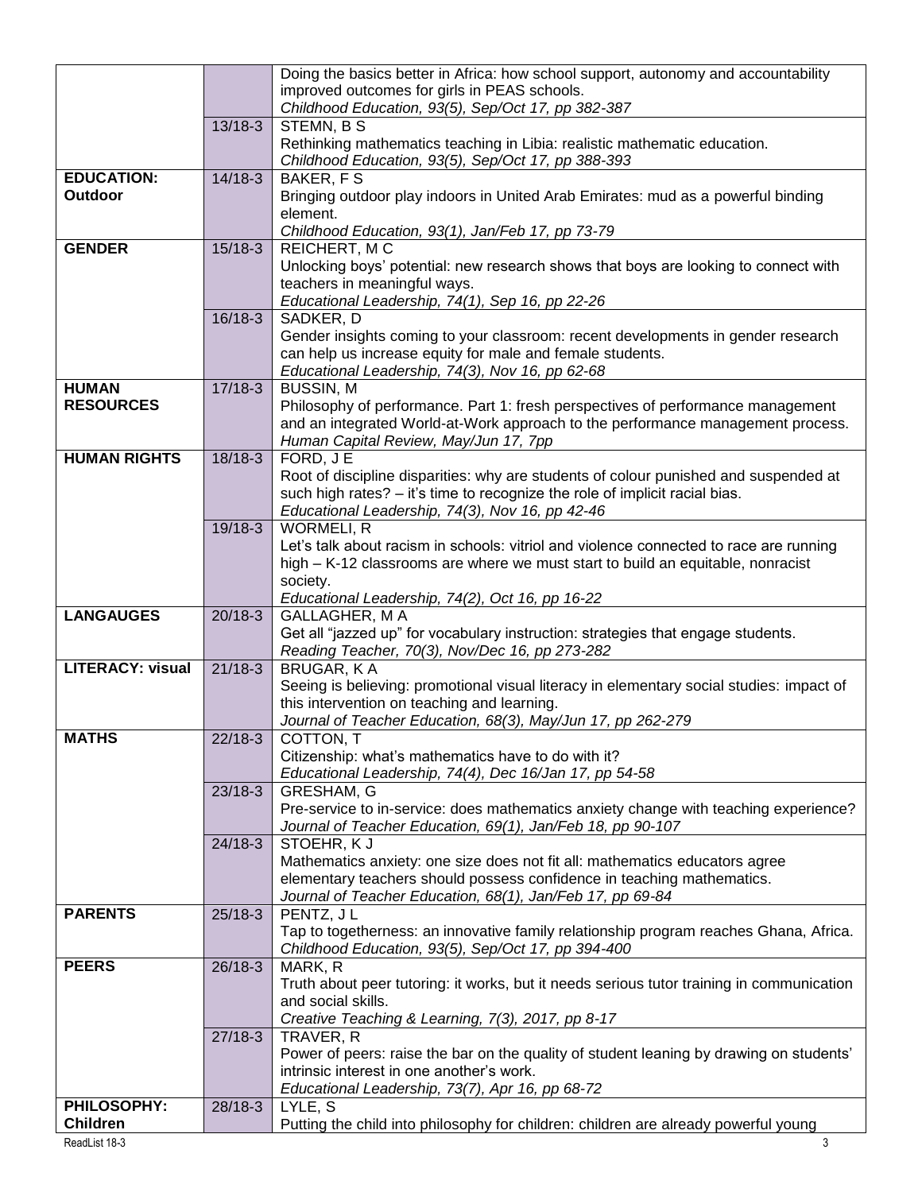| | | |
|---|---|---|
| | | Doing the basics better in Africa: how school support, autonomy and accountability improved outcomes for girls in PEAS schools.<br>*Childhood Education, 93(5), Sep/Oct 17, pp 382-387* |
| | 13/18-3 | STEMN, B S<br>Rethinking mathematics teaching in Libia: realistic mathematic education.<br>*Childhood Education, 93(5), Sep/Oct 17, pp 388-393* |
| **EDUCATION: Outdoor** | 14/18-3 | BAKER, F S<br>Bringing outdoor play indoors in United Arab Emirates: mud as a powerful binding element.<br>*Childhood Education, 93(1), Jan/Feb 17, pp 73-79* |
| **GENDER** | 15/18-3 | REICHERT, M C<br>Unlocking boys' potential: new research shows that boys are looking to connect with teachers in meaningful ways.<br>*Educational Leadership, 74(1), Sep 16, pp 22-26* |
| | 16/18-3 | SADKER, D<br>Gender insights coming to your classroom: recent developments in gender research can help us increase equity for male and female students.<br>*Educational Leadership, 74(3), Nov 16, pp 62-68* |
| **HUMAN RESOURCES** | 17/18-3 | BUSSIN, M<br>Philosophy of performance. Part 1: fresh perspectives of performance management and an integrated World-at-Work approach to the performance management process.<br>*Human Capital Review, May/Jun 17, 7pp* |
| **HUMAN RIGHTS** | 18/18-3 | FORD, J E<br>Root of discipline disparities: why are students of colour punished and suspended at such high rates? – it's time to recognize the role of implicit racial bias.<br>*Educational Leadership, 74(3), Nov 16, pp 42-46* |
| | 19/18-3 | WORMELI, R<br>Let's talk about racism in schools: vitriol and violence connected to race are running high – K-12 classrooms are where we must start to build an equitable, nonracist society.<br>*Educational Leadership, 74(2), Oct 16, pp 16-22* |
| **LANGAUGES** | 20/18-3 | GALLAGHER, M A<br>Get all "jazzed up" for vocabulary instruction: strategies that engage students.<br>*Reading Teacher, 70(3), Nov/Dec 16, pp 273-282* |
| **LITERACY: visual** | 21/18-3 | BRUGAR, K A<br>Seeing is believing: promotional visual literacy in elementary social studies: impact of this intervention on teaching and learning.<br>*Journal of Teacher Education, 68(3), May/Jun 17, pp 262-279* |
| **MATHS** | 22/18-3 | COTTON, T<br>Citizenship: what's mathematics have to do with it?<br>*Educational Leadership, 74(4), Dec 16/Jan 17, pp 54-58* |
| | 23/18-3 | GRESHAM, G<br>Pre-service to in-service: does mathematics anxiety change with teaching experience?<br>*Journal of Teacher Education, 69(1), Jan/Feb 18, pp 90-107* |
| | 24/18-3 | STOEHR, K J<br>Mathematics anxiety: one size does not fit all: mathematics educators agree elementary teachers should possess confidence in teaching mathematics.<br>*Journal of Teacher Education, 68(1), Jan/Feb 17, pp 69-84* |
| **PARENTS** | 25/18-3 | PENTZ, J L<br>Tap to togetherness: an innovative family relationship program reaches Ghana, Africa.<br>*Childhood Education, 93(5), Sep/Oct 17, pp 394-400* |
| **PEERS** | 26/18-3 | MARK, R<br>Truth about peer tutoring: it works, but it needs serious tutor training in communication and social skills.<br>*Creative Teaching & Learning, 7(3), 2017, pp 8-17* |
| | 27/18-3 | TRAVER, R<br>Power of peers: raise the bar on the quality of student leaning by drawing on students' intrinsic interest in one another's work.<br>*Educational Leadership, 73(7), Apr 16, pp 68-72* |
| **PHILOSOPHY: Children** | 28/18-3 | LYLE, S<br>Putting the child into philosophy for children: children are already powerful young |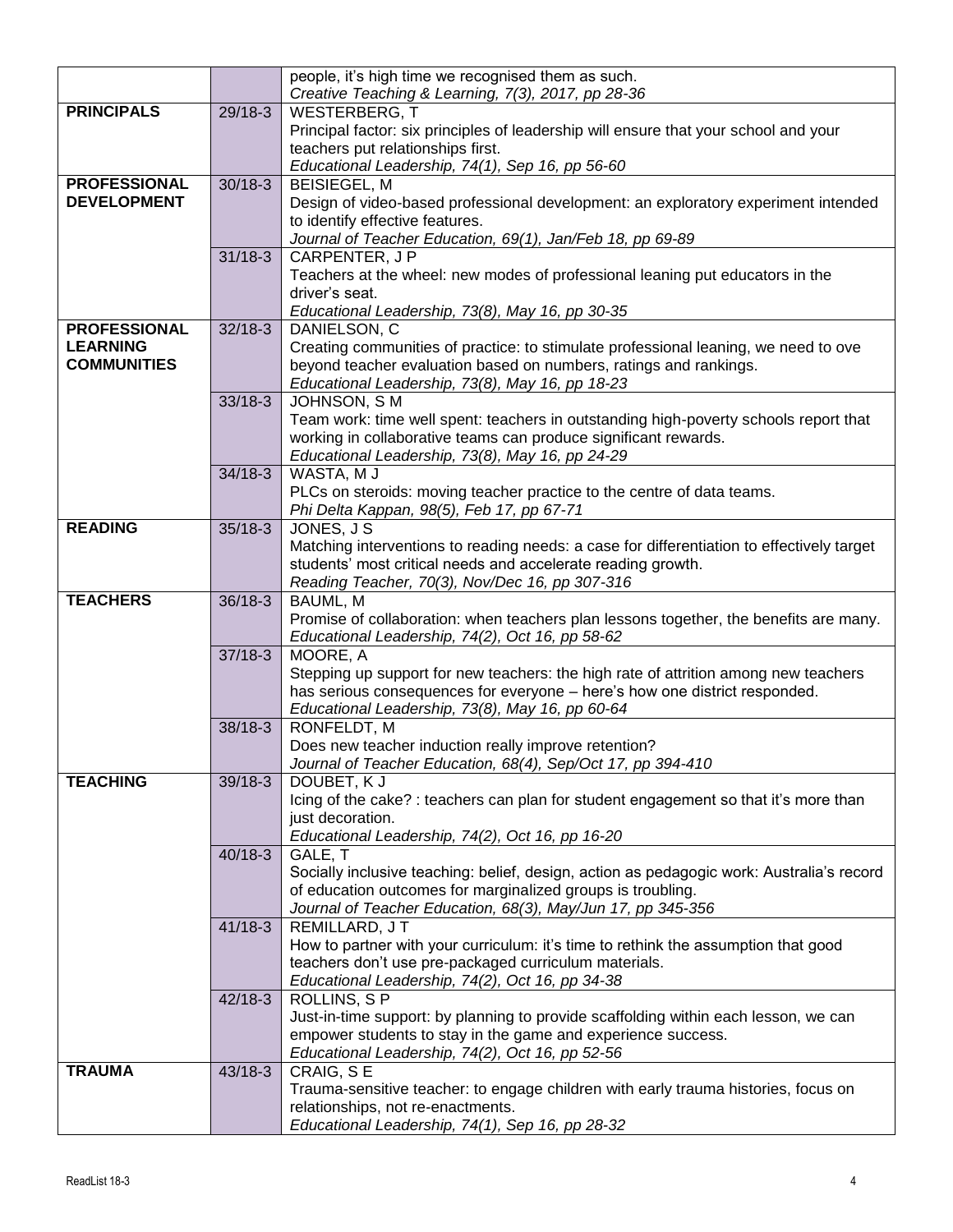| | | |
|---|---|---|
| | | people, it's high time we recognised them as such.<br>*Creative Teaching & Learning, 7(3), 2017, pp 28-36* |
| **PRINCIPALS** | 29/18-3 | WESTERBERG, T<br>Principal factor: six principles of leadership will ensure that your school and your teachers put relationships first.<br>*Educational Leadership, 74(1), Sep 16, pp 56-60* |
| **PROFESSIONAL DEVELOPMENT** | 30/18-3 | BEISIEGEL, M<br>Design of video-based professional development: an exploratory experiment intended to identify effective features.<br>*Journal of Teacher Education, 69(1), Jan/Feb 18, pp 69-89* |
| | 31/18-3 | CARPENTER, J P<br>Teachers at the wheel: new modes of professional leaning put educators in the driver's seat.<br>*Educational Leadership, 73(8), May 16, pp 30-35* |
| **PROFESSIONAL LEARNING COMMUNITIES** | 32/18-3 | DANIELSON, C<br>Creating communities of practice: to stimulate professional leaning, we need to ove beyond teacher evaluation based on numbers, ratings and rankings.<br>*Educational Leadership, 73(8), May 16, pp 18-23* |
| | 33/18-3 | JOHNSON, S M<br>Team work: time well spent: teachers in outstanding high-poverty schools report that working in collaborative teams can produce significant rewards.<br>*Educational Leadership, 73(8), May 16, pp 24-29* |
| | 34/18-3 | WASTA, M J<br>PLCs on steroids: moving teacher practice to the centre of data teams.<br>*Phi Delta Kappan, 98(5), Feb 17, pp 67-71* |
| **READING** | 35/18-3 | JONES, J S<br>Matching interventions to reading needs: a case for differentiation to effectively target students' most critical needs and accelerate reading growth.<br>*Reading Teacher, 70(3), Nov/Dec 16, pp 307-316* |
| **TEACHERS** | 36/18-3 | BAUML, M<br>Promise of collaboration: when teachers plan lessons together, the benefits are many.<br>*Educational Leadership, 74(2), Oct 16, pp 58-62* |
| | 37/18-3 | MOORE, A<br>Stepping up support for new teachers: the high rate of attrition among new teachers has serious consequences for everyone – here's how one district responded.<br>*Educational Leadership, 73(8), May 16, pp 60-64* |
| | 38/18-3 | RONFELDT, M<br>Does new teacher induction really improve retention?<br>*Journal of Teacher Education, 68(4), Sep/Oct 17, pp 394-410* |
| **TEACHING** | 39/18-3 | DOUBET, K J<br>Icing of the cake? : teachers can plan for student engagement so that it's more than just decoration.<br>*Educational Leadership, 74(2), Oct 16, pp 16-20* |
| | 40/18-3 | GALE, T<br>Socially inclusive teaching: belief, design, action as pedagogic work: Australia's record of education outcomes for marginalized groups is troubling.<br>*Journal of Teacher Education, 68(3), May/Jun 17, pp 345-356* |
| | 41/18-3 | REMILLARD, J T<br>How to partner with your curriculum: it's time to rethink the assumption that good teachers don't use pre-packaged curriculum materials.<br>*Educational Leadership, 74(2), Oct 16, pp 34-38* |
| | 42/18-3 | ROLLINS, S P<br>Just-in-time support: by planning to provide scaffolding within each lesson, we can empower students to stay in the game and experience success.<br>*Educational Leadership, 74(2), Oct 16, pp 52-56* |
| **TRAUMA** | 43/18-3 | CRAIG, S E<br>Trauma-sensitive teacher: to engage children with early trauma histories, focus on relationships, not re-enactments.<br>*Educational Leadership, 74(1), Sep 16, pp 28-32* |